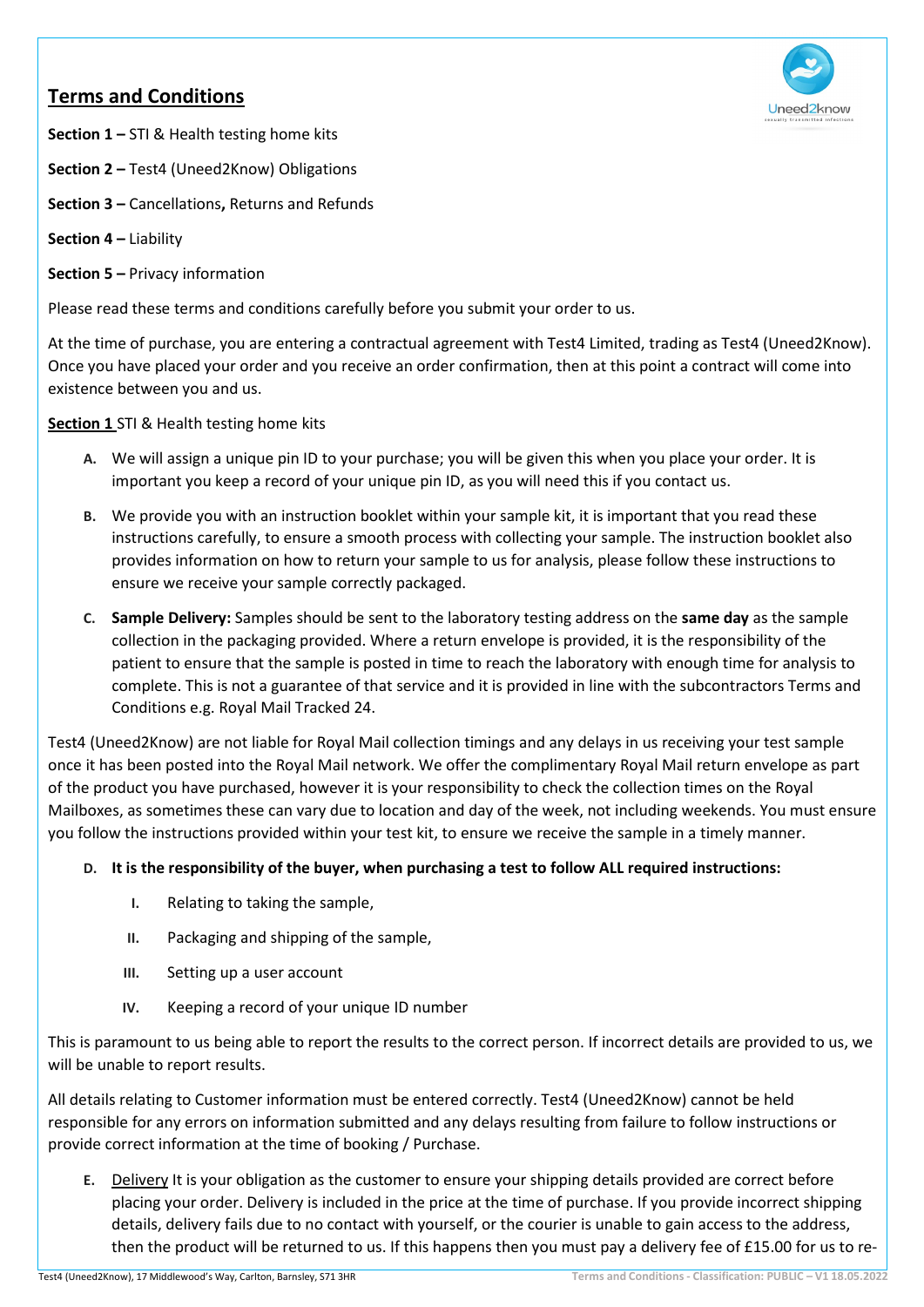# Terms and Conditions

**Section 1 –** STI & Health testing home kits

**Section 2 –** Test4 (Uneed2Know) Obligations

**Section 3 –** Cancellations**,** Returns and Refunds

**Section 4 –** Liability

**Section 5 –** Privacy information

Please read these terms and conditions carefully before you submit your order to us.

At the time of purchase, you are entering a contractual agreement with Test4 Limited, trading as Test4 (Uneed2Know). Once you have placed your order and you receive an order confirmation, then at this point a contract will come into existence between you and us.

## Section 1 STI & Health testing home kits

**A.** We will assign a unique pin ID to your purchase; you will be given this when you place your order. It is important you keep a record of your unique pin ID, as you will need this if you contact us.

**B.** We provide you with an instruction booklet within your sample kit, it is important that you read these instructions carefully, to ensure a smooth process with collecting your sample. The instruction booklet also provides information on how to return your sample to us for analysis, please follow these instructions to ensure we receive your sample correctly packaged.

**C.** **Sample Delivery:** Samples should be sent to the laboratory testing address on the **same day** as the sample collection in the packaging provided. Where a return envelope is provided, it is the responsibility of the patient to ensure that the sample is posted in time to reach the laboratory with enough time for analysis to complete. This is not a guarantee of that service and it is provided in line with the subcontractors Terms and Conditions e.g. Royal Mail Tracked 24.

Test4 (Uneed2Know) are not liable for Royal Mail collection timings and any delays in us receiving your test sample once it has been posted into the Royal Mail network. We offer the complimentary Royal Mail return envelope as part of the product you have purchased, however it is your responsibility to check the collection times on the Royal Mailboxes, as sometimes these can vary due to location and day of the week, not including weekends. You must ensure you follow the instructions provided within your test kit, to ensure we receive the sample in a timely manner.

**D.** **It is the responsibility of the buyer, when purchasing a test to follow ALL required instructions:**

- **I.** Relating to taking the sample,
- **II.** Packaging and shipping of the sample,
- **III.** Setting up a user account
- **IV.** Keeping a record of your unique ID number

This is paramount to us being able to report the results to the correct person. If incorrect details are provided to us, we will be unable to report results.

All details relating to Customer information must be entered correctly. Test4 (Uneed2Know) cannot be held responsible for any errors on information submitted and any delays resulting from failure to follow instructions or provide correct information at the time of booking / Purchase.

**E.** Delivery It is your obligation as the customer to ensure your shipping details provided are correct before placing your order. Delivery is included in the price at the time of purchase. If you provide incorrect shipping details, delivery fails due to no contact with yourself, or the courier is unable to gain access to the address, then the product will be returned to us. If this happens then you must pay a delivery fee of £15.00 for us to re-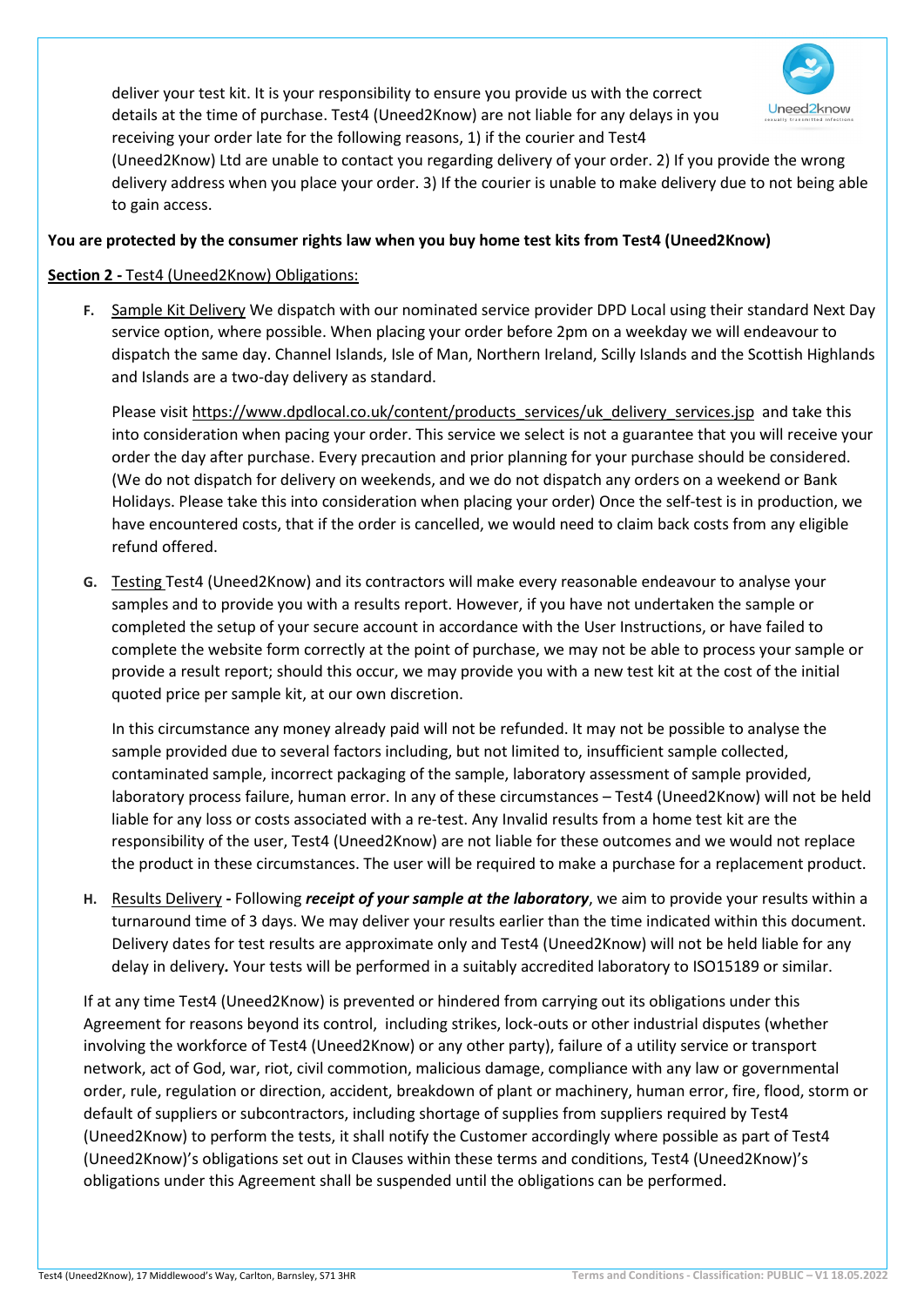deliver your test kit. It is your responsibility to ensure you provide us with the correct details at the time of purchase. Test4 (Uneed2Know) are not liable for any delays in you receiving your order late for the following reasons, 1) if the courier and Test4 (Uneed2Know) Ltd are unable to contact you regarding delivery of your order. 2) If you provide the wrong delivery address when you place your order. 3) If the courier is unable to make delivery due to not being able to gain access.

**You are protected by the consumer rights law when you buy home test kits from Test4 (Uneed2Know)**

**Section 2 -** Test4 (Uneed2Know) Obligations:

**F.** Sample Kit Delivery We dispatch with our nominated service provider DPD Local using their standard Next Day service option, where possible. When placing your order before 2pm on a weekday we will endeavour to dispatch the same day. Channel Islands, Isle of Man, Northern Ireland, Scilly Islands and the Scottish Highlands and Islands are a two-day delivery as standard.

Please visit https://www.dpdlocal.co.uk/content/products_services/uk_delivery_services.jsp and take this into consideration when pacing your order. This service we select is not a guarantee that you will receive your order the day after purchase. Every precaution and prior planning for your purchase should be considered. (We do not dispatch for delivery on weekends, and we do not dispatch any orders on a weekend or Bank Holidays. Please take this into consideration when placing your order) Once the self-test is in production, we have encountered costs, that if the order is cancelled, we would need to claim back costs from any eligible refund offered.

**G.** Testing Test4 (Uneed2Know) and its contractors will make every reasonable endeavour to analyse your samples and to provide you with a results report. However, if you have not undertaken the sample or completed the setup of your secure account in accordance with the User Instructions, or have failed to complete the website form correctly at the point of purchase, we may not be able to process your sample or provide a result report; should this occur, we may provide you with a new test kit at the cost of the initial quoted price per sample kit, at our own discretion.

In this circumstance any money already paid will not be refunded. It may not be possible to analyse the sample provided due to several factors including, but not limited to, insufficient sample collected, contaminated sample, incorrect packaging of the sample, laboratory assessment of sample provided, laboratory process failure, human error. In any of these circumstances – Test4 (Uneed2Know) will not be held liable for any loss or costs associated with a re-test. Any Invalid results from a home test kit are the responsibility of the user, Test4 (Uneed2Know) are not liable for these outcomes and we would not replace the product in these circumstances. The user will be required to make a purchase for a replacement product.

**H.** Results Delivery **-** Following ***receipt of your sample at the laboratory***, we aim to provide your results within a turnaround time of 3 days. We may deliver your results earlier than the time indicated within this document. Delivery dates for test results are approximate only and Test4 (Uneed2Know) will not be held liable for any delay in delivery**.** Your tests will be performed in a suitably accredited laboratory to ISO15189 or similar.

If at any time Test4 (Uneed2Know) is prevented or hindered from carrying out its obligations under this Agreement for reasons beyond its control, including strikes, lock-outs or other industrial disputes (whether involving the workforce of Test4 (Uneed2Know) or any other party), failure of a utility service or transport network, act of God, war, riot, civil commotion, malicious damage, compliance with any law or governmental order, rule, regulation or direction, accident, breakdown of plant or machinery, human error, fire, flood, storm or default of suppliers or subcontractors, including shortage of supplies from suppliers required by Test4 (Uneed2Know) to perform the tests, it shall notify the Customer accordingly where possible as part of Test4 (Uneed2Know)'s obligations set out in Clauses within these terms and conditions, Test4 (Uneed2Know)'s obligations under this Agreement shall be suspended until the obligations can be performed.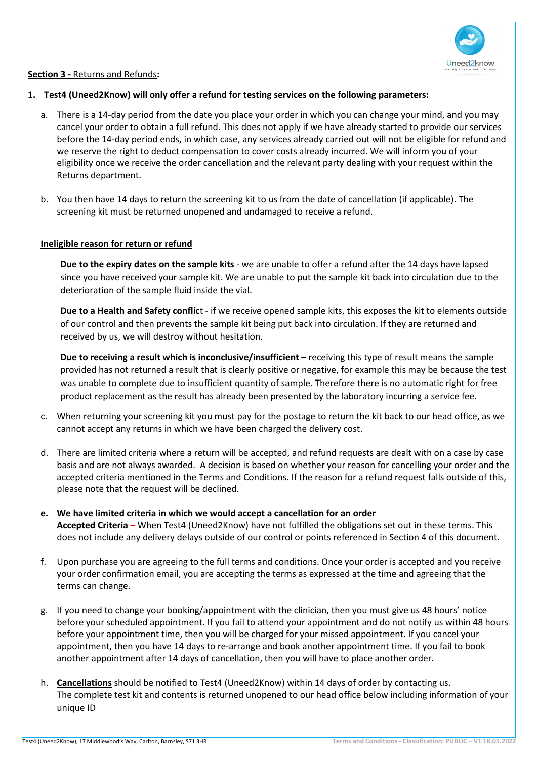**Section 3 -** Returns and Refunds**:**

1. **Test4 (Uneed2Know) will only offer a refund for testing services on the following parameters:**

   a. There is a 14-day period from the date you place your order in which you can change your mind, and you may cancel your order to obtain a full refund. This does not apply if we have already started to provide our services before the 14-day period ends, in which case, any services already carried out will not be eligible for refund and we reserve the right to deduct compensation to cover costs already incurred. We will inform you of your eligibility once we receive the order cancellation and the relevant party dealing with your request within the Returns department.

   b. You then have 14 days to return the screening kit to us from the date of cancellation (if applicable). The screening kit must be returned unopened and undamaged to receive a refund.

   **Ineligible reason for return or refund**

   **Due to the expiry dates on the sample kits** - we are unable to offer a refund after the 14 days have lapsed since you have received your sample kit. We are unable to put the sample kit back into circulation due to the deterioration of the sample fluid inside the vial.

   **Due to a Health and Safety conflic**t - if we receive opened sample kits, this exposes the kit to elements outside of our control and then prevents the sample kit being put back into circulation. If they are returned and received by us, we will destroy without hesitation.

   **Due to receiving a result which is inconclusive/insufficient** – receiving this type of result means the sample provided has not returned a result that is clearly positive or negative, for example this may be because the test was unable to complete due to insufficient quantity of sample. Therefore there is no automatic right for free product replacement as the result has already been presented by the laboratory incurring a service fee.

   c. When returning your screening kit you must pay for the postage to return the kit back to our head office, as we cannot accept any returns in which we have been charged the delivery cost.

   d. There are limited criteria where a return will be accepted, and refund requests are dealt with on a case by case basis and are not always awarded. A decision is based on whether your reason for cancelling your order and the accepted criteria mentioned in the Terms and Conditions. If the reason for a refund request falls outside of this, please note that the request will be declined.

   **e. We have limited criteria in which we would accept a cancellation for an order**
   **Accepted Criteria** – When Test4 (Uneed2Know) have not fulfilled the obligations set out in these terms. This does not include any delivery delays outside of our control or points referenced in Section 4 of this document.

   f. Upon purchase you are agreeing to the full terms and conditions. Once your order is accepted and you receive your order confirmation email, you are accepting the terms as expressed at the time and agreeing that the terms can change.

   g. If you need to change your booking/appointment with the clinician, then you must give us 48 hours' notice before your scheduled appointment. If you fail to attend your appointment and do not notify us within 48 hours before your appointment time, then you will be charged for your missed appointment. If you cancel your appointment, then you have 14 days to re-arrange and book another appointment time. If you fail to book another appointment after 14 days of cancellation, then you will have to place another order.

   h. **Cancellations** should be notified to Test4 (Uneed2Know) within 14 days of order by contacting us.
   The complete test kit and contents is returned unopened to our head office below including information of your unique ID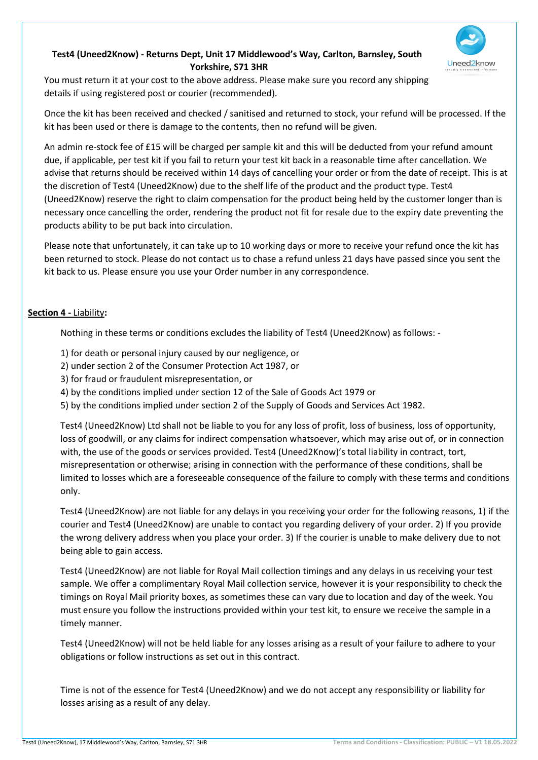**Test4 (Uneed2Know) - Returns Dept, Unit 17 Middlewood's Way, Carlton, Barnsley, South Yorkshire, S71 3HR**

You must return it at your cost to the above address. Please make sure you record any shipping details if using registered post or courier (recommended).

Once the kit has been received and checked / sanitised and returned to stock, your refund will be processed. If the kit has been used or there is damage to the contents, then no refund will be given.

An admin re-stock fee of £15 will be charged per sample kit and this will be deducted from your refund amount due, if applicable, per test kit if you fail to return your test kit back in a reasonable time after cancellation. We advise that returns should be received within 14 days of cancelling your order or from the date of receipt. This is at the discretion of Test4 (Uneed2Know) due to the shelf life of the product and the product type. Test4 (Uneed2Know) reserve the right to claim compensation for the product being held by the customer longer than is necessary once cancelling the order, rendering the product not fit for resale due to the expiry date preventing the products ability to be put back into circulation.

Please note that unfortunately, it can take up to 10 working days or more to receive your refund once the kit has been returned to stock. Please do not contact us to chase a refund unless 21 days have passed since you sent the kit back to us. Please ensure you use your Order number in any correspondence.

## Section 4 - Liability:

Nothing in these terms or conditions excludes the liability of Test4 (Uneed2Know) as follows: -

1) for death or personal injury caused by our negligence, or
2) under section 2 of the Consumer Protection Act 1987, or
3) for fraud or fraudulent misrepresentation, or
4) by the conditions implied under section 12 of the Sale of Goods Act 1979 or
5) by the conditions implied under section 2 of the Supply of Goods and Services Act 1982.

Test4 (Uneed2Know) Ltd shall not be liable to you for any loss of profit, loss of business, loss of opportunity, loss of goodwill, or any claims for indirect compensation whatsoever, which may arise out of, or in connection with, the use of the goods or services provided. Test4 (Uneed2Know)'s total liability in contract, tort, misrepresentation or otherwise; arising in connection with the performance of these conditions, shall be limited to losses which are a foreseeable consequence of the failure to comply with these terms and conditions only.

Test4 (Uneed2Know) are not liable for any delays in you receiving your order for the following reasons, 1) if the courier and Test4 (Uneed2Know) are unable to contact you regarding delivery of your order. 2) If you provide the wrong delivery address when you place your order. 3) If the courier is unable to make delivery due to not being able to gain access.

Test4 (Uneed2Know) are not liable for Royal Mail collection timings and any delays in us receiving your test sample. We offer a complimentary Royal Mail collection service, however it is your responsibility to check the timings on Royal Mail priority boxes, as sometimes these can vary due to location and day of the week. You must ensure you follow the instructions provided within your test kit, to ensure we receive the sample in a timely manner.

Test4 (Uneed2Know) will not be held liable for any losses arising as a result of your failure to adhere to your obligations or follow instructions as set out in this contract.

Time is not of the essence for Test4 (Uneed2Know) and we do not accept any responsibility or liability for losses arising as a result of any delay.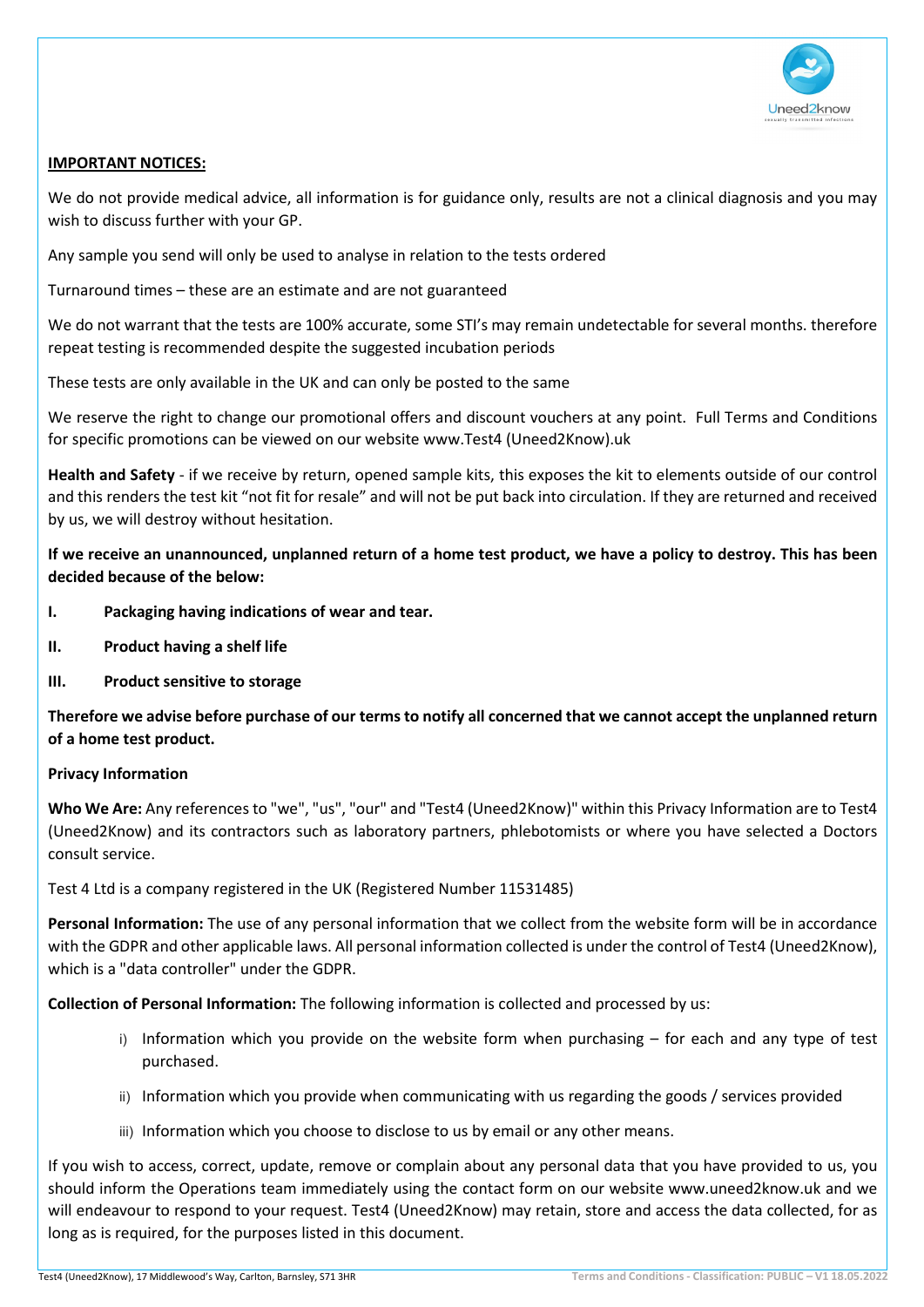**IMPORTANT NOTICES:**

We do not provide medical advice, all information is for guidance only, results are not a clinical diagnosis and you may wish to discuss further with your GP.

Any sample you send will only be used to analyse in relation to the tests ordered

Turnaround times – these are an estimate and are not guaranteed

We do not warrant that the tests are 100% accurate, some STI's may remain undetectable for several months. therefore repeat testing is recommended despite the suggested incubation periods

These tests are only available in the UK and can only be posted to the same

We reserve the right to change our promotional offers and discount vouchers at any point. Full Terms and Conditions for specific promotions can be viewed on our website www.Test4 (Uneed2Know).uk

**Health and Safety** - if we receive by return, opened sample kits, this exposes the kit to elements outside of our control and this renders the test kit "not fit for resale" and will not be put back into circulation. If they are returned and received by us, we will destroy without hesitation.

**If we receive an unannounced, unplanned return of a home test product, we have a policy to destroy. This has been decided because of the below:**

**I. Packaging having indications of wear and tear.**

**II. Product having a shelf life**

**III. Product sensitive to storage**

**Therefore we advise before purchase of our terms to notify all concerned that we cannot accept the unplanned return of a home test product.**

**Privacy Information**

**Who We Are:** Any references to "we", "us", "our" and "Test4 (Uneed2Know)" within this Privacy Information are to Test4 (Uneed2Know) and its contractors such as laboratory partners, phlebotomists or where you have selected a Doctors consult service.

Test 4 Ltd is a company registered in the UK (Registered Number 11531485)

**Personal Information:** The use of any personal information that we collect from the website form will be in accordance with the GDPR and other applicable laws. All personal information collected is under the control of Test4 (Uneed2Know), which is a "data controller" under the GDPR.

**Collection of Personal Information:** The following information is collected and processed by us:

i) Information which you provide on the website form when purchasing – for each and any type of test purchased.

ii) Information which you provide when communicating with us regarding the goods / services provided

iii) Information which you choose to disclose to us by email or any other means.

If you wish to access, correct, update, remove or complain about any personal data that you have provided to us, you should inform the Operations team immediately using the contact form on our website www.uneed2know.uk and we will endeavour to respond to your request. Test4 (Uneed2Know) may retain, store and access the data collected, for as long as is required, for the purposes listed in this document.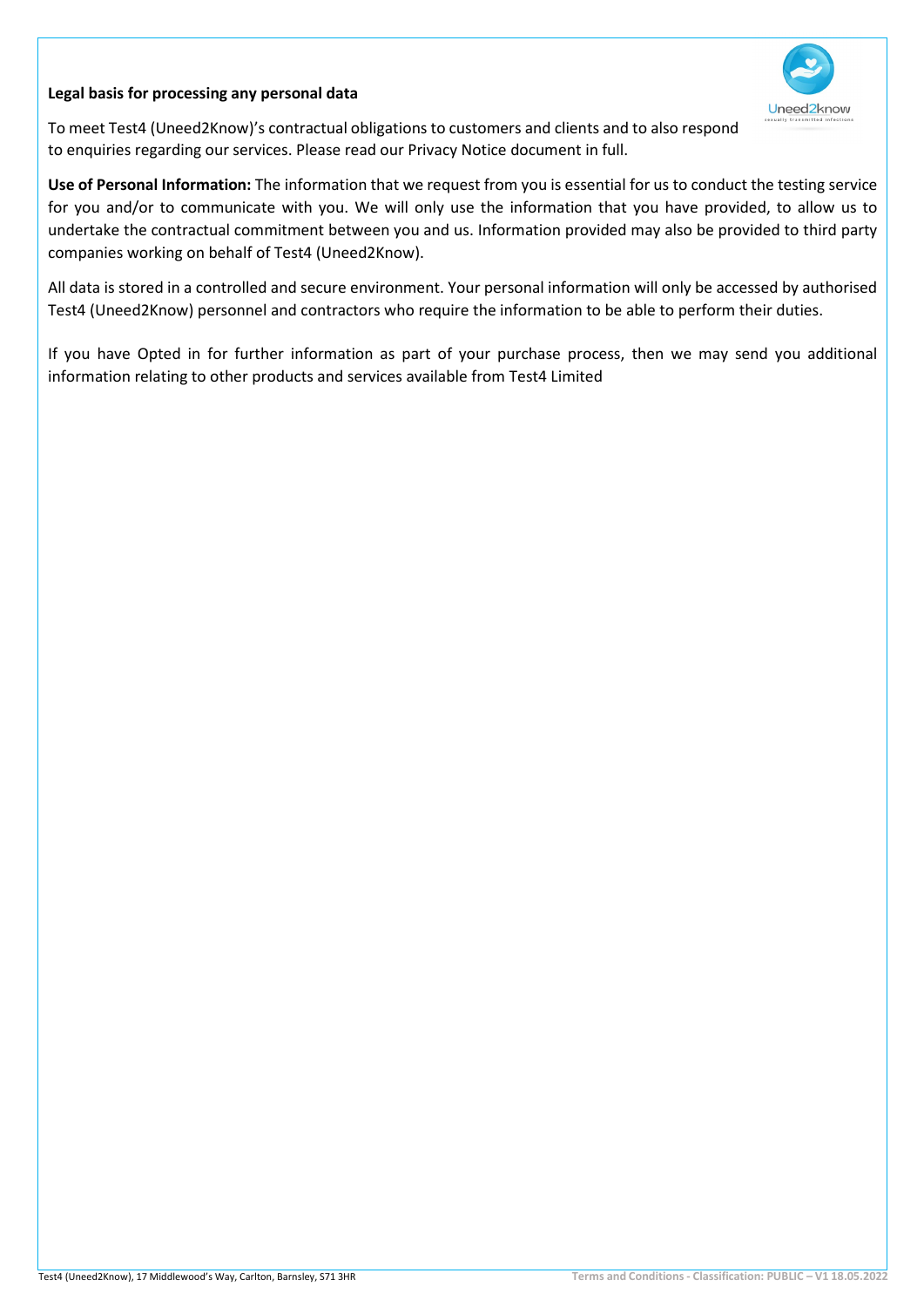**Legal basis for processing any personal data**

To meet Test4 (Uneed2Know)'s contractual obligations to customers and clients and to also respond to enquiries regarding our services. Please read our Privacy Notice document in full.

**Use of Personal Information:** The information that we request from you is essential for us to conduct the testing service for you and/or to communicate with you. We will only use the information that you have provided, to allow us to undertake the contractual commitment between you and us. Information provided may also be provided to third party companies working on behalf of Test4 (Uneed2Know).

All data is stored in a controlled and secure environment. Your personal information will only be accessed by authorised Test4 (Uneed2Know) personnel and contractors who require the information to be able to perform their duties.

If you have Opted in for further information as part of your purchase process, then we may send you additional information relating to other products and services available from Test4 Limited